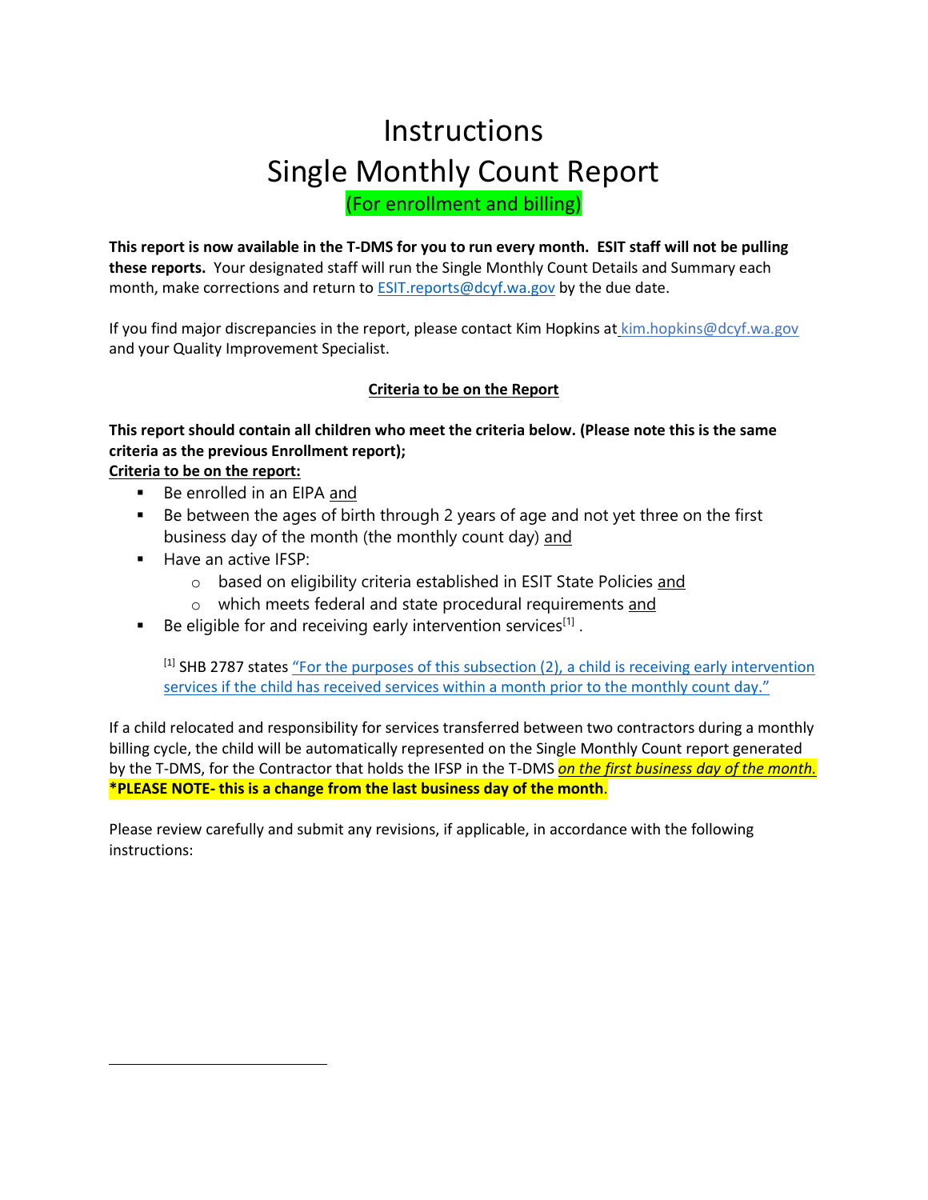# Instructions
# Single Monthly Count Report

(For enrollment and billing)

**This report is now available in the T-DMS for you to run every month. ESIT staff will not be pulling these reports.** Your designated staff will run the Single Monthly Count Details and Summary each month, make corrections and return to ESIT.reports@dcyf.wa.gov by the due date.

If you find major discrepancies in the report, please contact Kim Hopkins at kim.hopkins@dcyf.wa.gov and your Quality Improvement Specialist.

**Criteria to be on the Report**

**This report should contain all children who meet the criteria below. (Please note this is the same criteria as the previous Enrollment report);**

**Criteria to be on the report:**

- Be enrolled in an EIPA and
- Be between the ages of birth through 2 years of age and not yet three on the first business day of the month (the monthly count day) and
- Have an active IFSP:
  - based on eligibility criteria established in ESIT State Policies and
  - which meets federal and state procedural requirements and
- Be eligible for and receiving early intervention services[1] .

  [1] SHB 2787 states "For the purposes of this subsection (2), a child is receiving early intervention services if the child has received services within a month prior to the monthly count day."

If a child relocated and responsibility for services transferred between two contractors during a monthly billing cycle, the child will be automatically represented on the Single Monthly Count report generated by the T-DMS, for the Contractor that holds the IFSP in the T-DMS ***on the first business day of the month.*** **\*PLEASE NOTE- this is a change from the last business day of the month**.

Please review carefully and submit any revisions, if applicable, in accordance with the following instructions: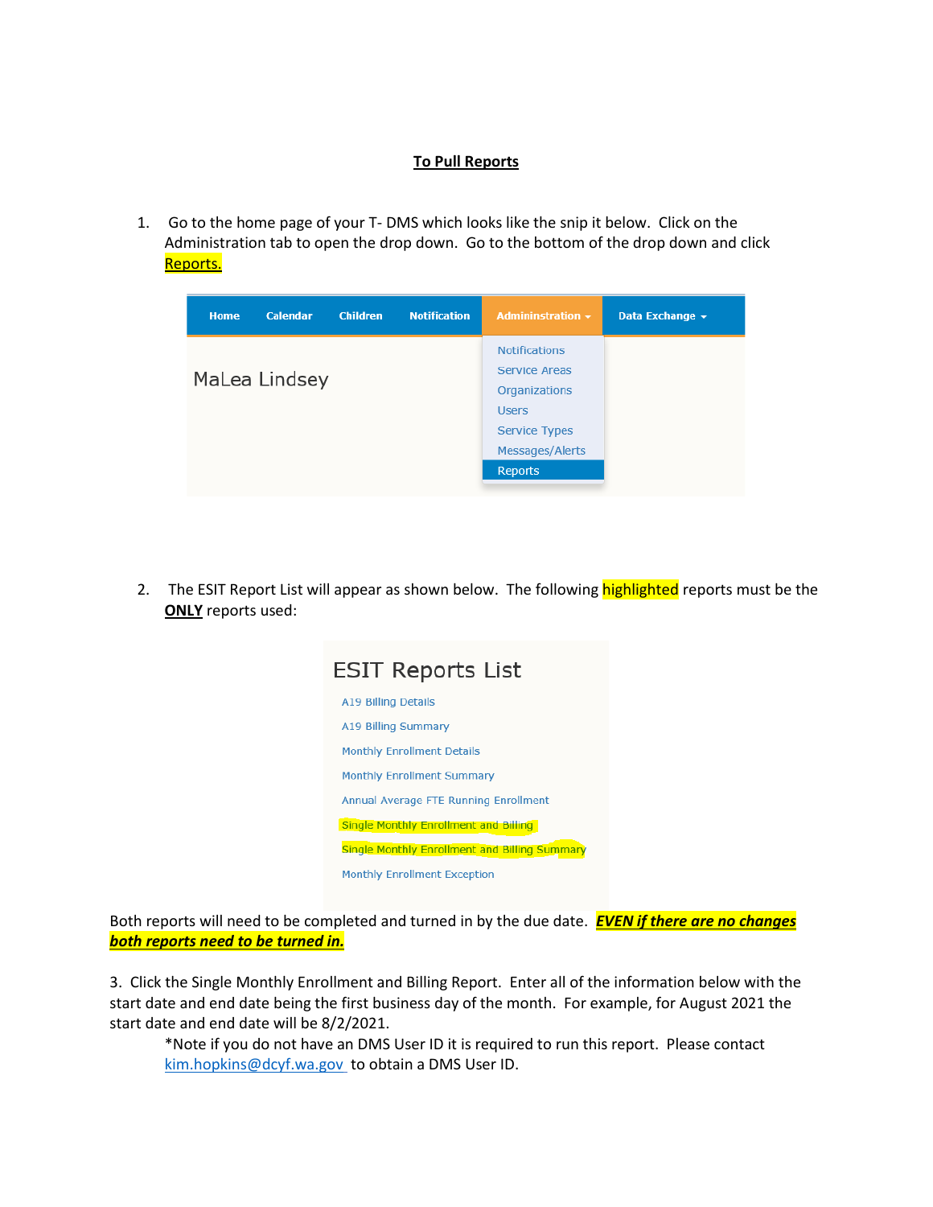**To Pull Reports**

1. Go to the home page of your T- DMS which looks like the snip it below. Click on the Administration tab to open the drop down. Go to the bottom of the drop down and click Reports.

Home | Calendar | Children | Notification | Admininstration | Data Exchange

MaLea Lindsey

- Notifications
- Service Areas
- Organizations
- Users
- Service Types
- Messages/Alerts
- Reports

2. The ESIT Report List will appear as shown below. The following highlighted reports must be the **ONLY** reports used:

ESIT Reports List

- A19 Billing Details
- A19 Billing Summary
- Monthly Enrollment Details
- Monthly Enrollment Summary
- Annual Average FTE Running Enrollment
- Single Monthly Enrollment and Billing
- Single Monthly Enrollment and Billing Summary
- Monthly Enrollment Exception

Both reports will need to be completed and turned in by the due date. ***EVEN if there are no changes both reports need to be turned in.***

3. Click the Single Monthly Enrollment and Billing Report. Enter all of the information below with the start date and end date being the first business day of the month. For example, for August 2021 the start date and end date will be 8/2/2021.

   *Note if you do not have an DMS User ID it is required to run this report. Please contact kim.hopkins@dcyf.wa.gov to obtain a DMS User ID.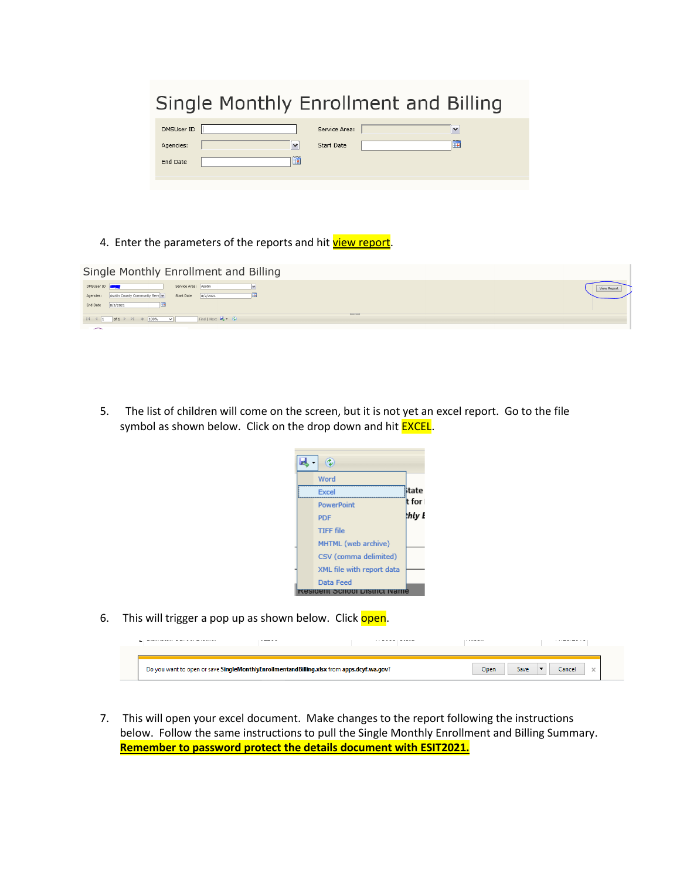4. Enter the parameters of the reports and hit view report.

5. The list of children will come on the screen, but it is not yet an excel report. Go to the file symbol as shown below. Click on the drop down and hit EXCEL.

6. This will trigger a pop up as shown below. Click open.

7. This will open your excel document. Make changes to the report following the instructions below. Follow the same instructions to pull the Single Monthly Enrollment and Billing Summary. **Remember to password protect the details document with ESIT2021.**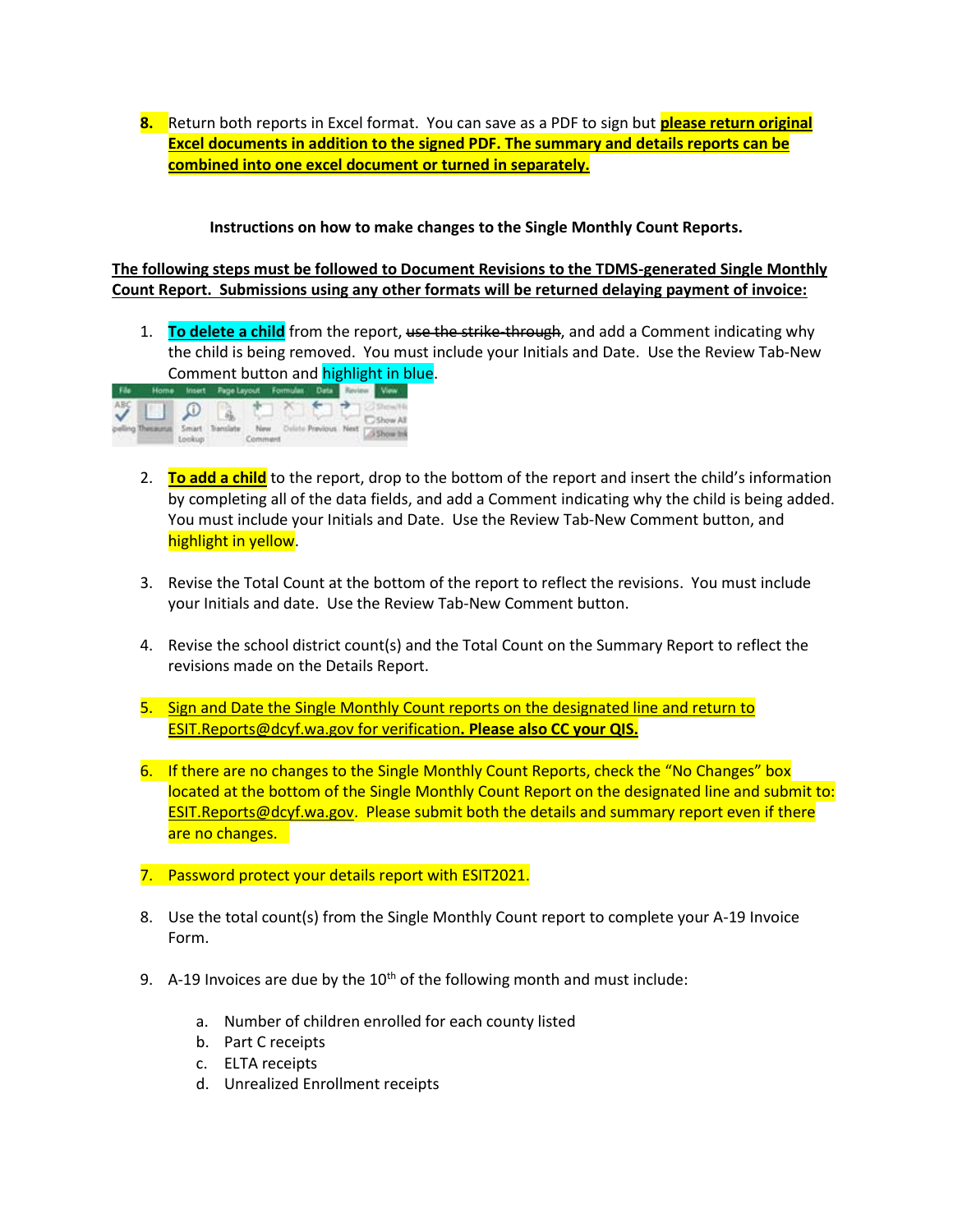8. Return both reports in Excel format. You can save as a PDF to sign but **please return original Excel documents in addition to the signed PDF. The summary and details reports can be combined into one excel document or turned in separately.**

**Instructions on how to make changes to the Single Monthly Count Reports.**

**The following steps must be followed to Document Revisions to the TDMS-generated Single Monthly Count Report. Submissions using any other formats will be returned delaying payment of invoice:**

1. **To delete a child** from the report, ~~use the strike-through~~, and add a Comment indicating why the child is being removed. You must include your Initials and Date. Use the Review Tab-New Comment button and highlight in blue.

2. **To add a child** to the report, drop to the bottom of the report and insert the child's information by completing all of the data fields, and add a Comment indicating why the child is being added. You must include your Initials and Date. Use the Review Tab-New Comment button, and highlight in yellow.

3. Revise the Total Count at the bottom of the report to reflect the revisions. You must include your Initials and date. Use the Review Tab-New Comment button.

4. Revise the school district count(s) and the Total Count on the Summary Report to reflect the revisions made on the Details Report.

5. Sign and Date the Single Monthly Count reports on the designated line and return to ESIT.Reports@dcyf.wa.gov for verification. **Please also CC your QIS.**

6. If there are no changes to the Single Monthly Count Reports, check the "No Changes" box located at the bottom of the Single Monthly Count Report on the designated line and submit to: ESIT.Reports@dcyf.wa.gov. Please submit both the details and summary report even if there are no changes.

7. Password protect your details report with ESIT2021.

8. Use the total count(s) from the Single Monthly Count report to complete your A-19 Invoice Form.

9. A-19 Invoices are due by the 10th of the following month and must include:

   a. Number of children enrolled for each county listed
   b. Part C receipts
   c. ELTA receipts
   d. Unrealized Enrollment receipts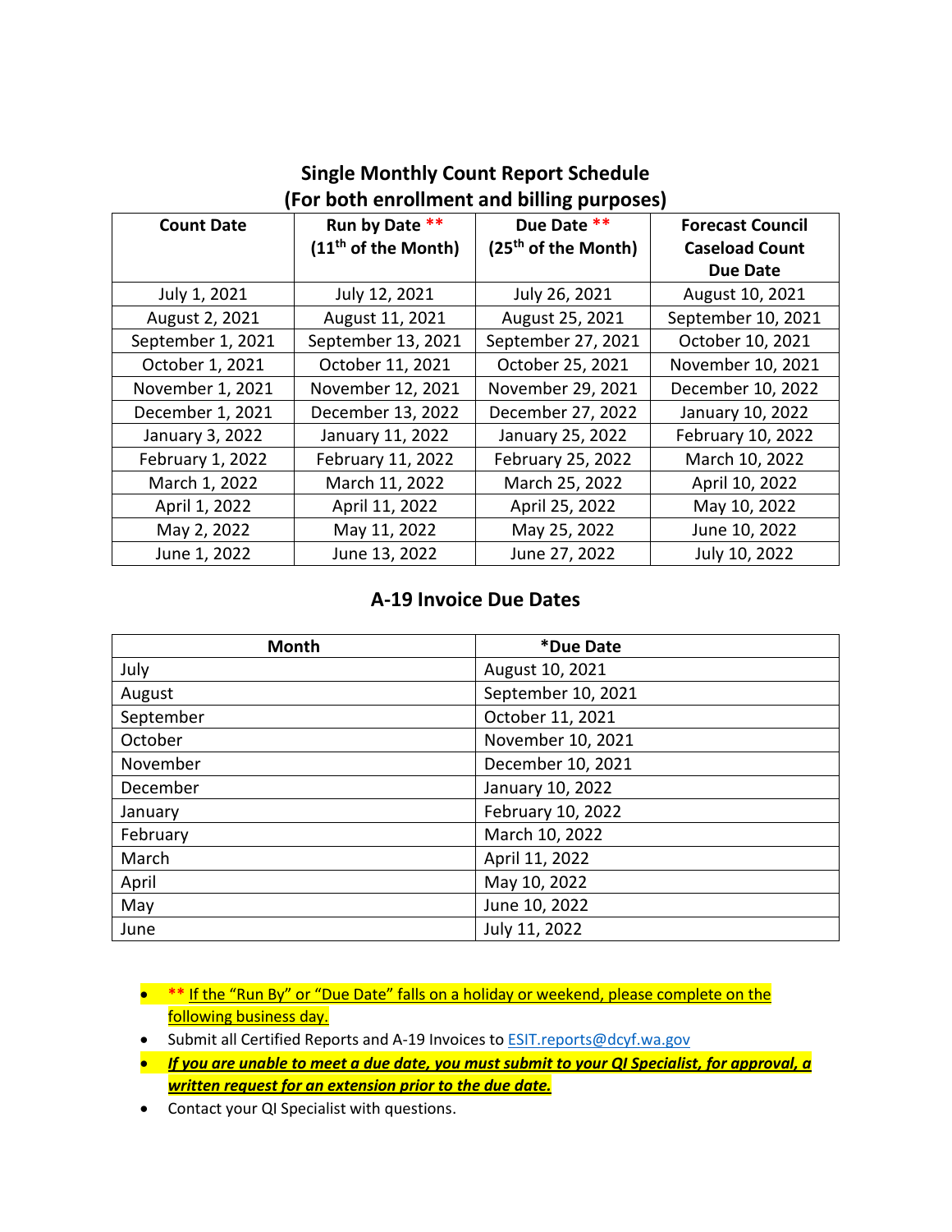## Single Monthly Count Report Schedule
## (For both enrollment and billing purposes)

| Count Date | Run by Date ** (11th of the Month) | Due Date ** (25th of the Month) | Forecast Council Caseload Count Due Date |
|---|---|---|---|
| July 1, 2021 | July 12, 2021 | July 26, 2021 | August 10, 2021 |
| August 2, 2021 | August 11, 2021 | August 25, 2021 | September 10, 2021 |
| September 1, 2021 | September 13, 2021 | September 27, 2021 | October 10, 2021 |
| October 1, 2021 | October 11, 2021 | October 25, 2021 | November 10, 2021 |
| November 1, 2021 | November 12, 2021 | November 29, 2021 | December 10, 2022 |
| December 1, 2021 | December 13, 2022 | December 27, 2022 | January 10, 2022 |
| January 3, 2022 | January 11, 2022 | January 25, 2022 | February 10, 2022 |
| February 1, 2022 | February 11, 2022 | February 25, 2022 | March 10, 2022 |
| March 1, 2022 | March 11, 2022 | March 25, 2022 | April 10, 2022 |
| April 1, 2022 | April 11, 2022 | April 25, 2022 | May 10, 2022 |
| May 2, 2022 | May 11, 2022 | May 25, 2022 | June 10, 2022 |
| June 1, 2022 | June 13, 2022 | June 27, 2022 | July 10, 2022 |

## A-19 Invoice Due Dates

| Month | *Due Date |
|---|---|
| July | August 10, 2021 |
| August | September 10, 2021 |
| September | October 11, 2021 |
| October | November 10, 2021 |
| November | December 10, 2021 |
| December | January 10, 2022 |
| January | February 10, 2022 |
| February | March 10, 2022 |
| March | April 11, 2022 |
| April | May 10, 2022 |
| May | June 10, 2022 |
| June | July 11, 2022 |

- ** If the "Run By" or "Due Date" falls on a holiday or weekend, please complete on the following business day.
- Submit all Certified Reports and A-19 Invoices to ESIT.reports@dcyf.wa.gov
- ***If you are unable to meet a due date, you must submit to your QI Specialist, for approval, a written request for an extension prior to the due date.***
- Contact your QI Specialist with questions.